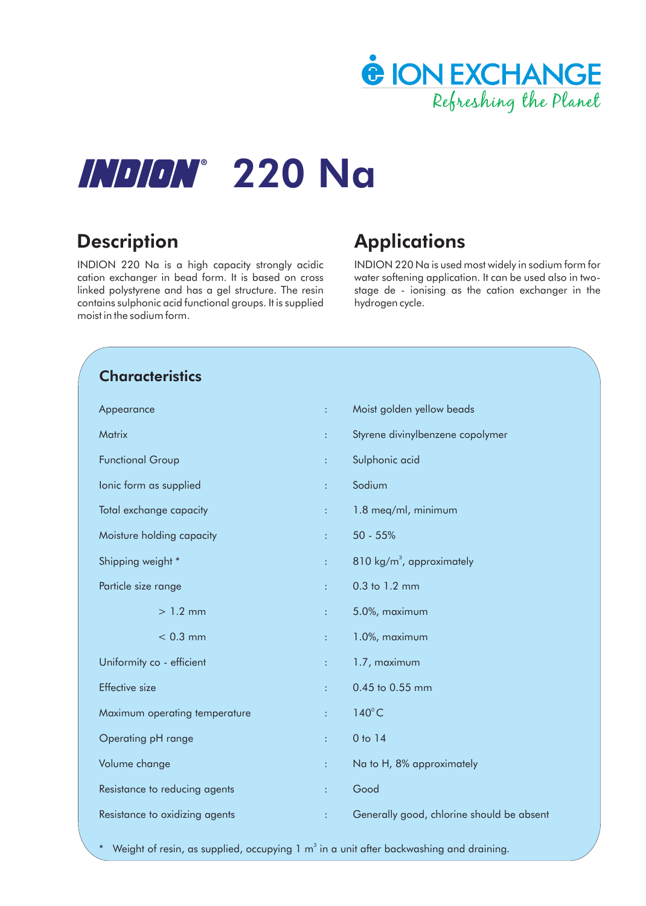ION EXCHANGE
Refreshing the Planet

# INDION® 220 Na

## Description

INDION 220 Na is a high capacity strongly acidic cation exchanger in bead form. It is based on cross linked polystyrene and has a gel structure. The resin contains sulphonic acid functional groups. It is supplied moist in the sodium form.

## Applications

INDION 220 Na is used most widely in sodium form for water softening application. It can be used also in two-stage de - ionising as the cation exchanger in the hydrogen cycle.

## Characteristics

| | | |
|---|---|---|
| Appearance | : | Moist golden yellow beads |
| Matrix | : | Styrene divinylbenzene copolymer |
| Functional Group | : | Sulphonic acid |
| Ionic form as supplied | : | Sodium |
| Total exchange capacity | : | 1.8 meq/ml, minimum |
| Moisture holding capacity | : | 50 - 55% |
| Shipping weight * | : | 810 kg/$m^3$, approximately |
| Particle size range | : | 0.3 to 1.2 mm |
| > 1.2 mm | : | 5.0%, maximum |
| < 0.3 mm | : | 1.0%, maximum |
| Uniformity co - efficient | : | 1.7, maximum |
| Effective size | : | 0.45 to 0.55 mm |
| Maximum operating temperature | : | 140°C |
| Operating pH range | : | 0 to 14 |
| Volume change | : | Na to H, 8% approximately |
| Resistance to reducing agents | : | Good |
| Resistance to oxidizing agents | : | Generally good, chlorine should be absent |

* Weight of resin, as supplied, occupying 1 $m^3$ in a unit after backwashing and draining.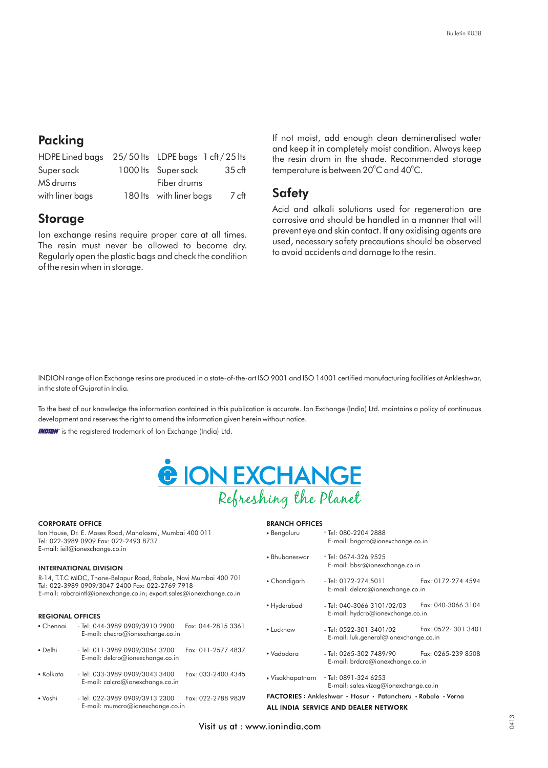## Packing

| | | | |
|---|---|---|---|
| HDPE Lined bags | 25/ 50 lts | LDPE bags | 1 cft / 25 lts |
| Super sack | 1000 lts | Super sack | 35 cft |
| MS drums with liner bags | 180 lts | Fiber drums with liner bags | 7 cft |

## Storage

Ion exchange resins require proper care at all times. The resin must never be allowed to become dry. Regularly open the plastic bags and check the condition of the resin when in storage.

If not moist, add enough clean demineralised water and keep it in completely moist condition. Always keep the resin drum in the shade. Recommended storage temperature is between 20°C and 40°C.

## Safety

Acid and alkali solutions used for regeneration are corrosive and should be handled in a manner that will prevent eye and skin contact. If any oxidising agents are used, necessary safety precautions should be observed to avoid accidents and damage to the resin.

INDION range of Ion Exchange resins are produced in a state-of-the-art ISO 9001 and ISO 14001 certified manufacturing facilities at Ankleshwar, in the state of Gujarat in India.

To the best of our knowledge the information contained in this publication is accurate. Ion Exchange (India) Ltd. maintains a policy of continuous development and reserves the right to amend the information given herein without notice.

INDION® is the registered trademark of Ion Exchange (India) Ltd.

ION EXCHANGE
Refreshing the Planet

**CORPORATE OFFICE**
Ion House, Dr. E. Moses Road, Mahalaxmi, Mumbai 400 011
Tel: 022-3989 0909 Fax: 022-2493 8737
E-mail: ieil@ionexchange.co.in

**INTERNATIONAL DIVISION**
R-14, T.T.C MIDC, Thane-Belapur Road, Rabale, Navi Mumbai 400 701
Tel: 022-3989 0909/3047 2400 Fax: 022-2769 7918
E-mail: rabcrointl@ionexchange.co.in; export.sales@ionexchange.co.in

**REGIONAL OFFICES**

- Chennai - Tel: 044-3989 0909/3910 2900 Fax: 044-2815 3361
  E-mail: checro@ionexchange.co.in
- Delhi - Tel: 011-3989 0909/3054 3200 Fax: 011-2577 4837
  E-mail: delcro@ionexchange.co.in
- Kolkata - Tel: 033-3989 0909/3043 3400 Fax: 033-2400 4345
  E-mail: calcro@ionexchange.co.in
- Vashi - Tel: 022-3989 0909/3913 2300 Fax: 022-2788 9839
  E-mail: mumcro@ionexchange.co.in

**BRANCH OFFICES**

- Bengaluru - Tel: 080-2204 2888
  E-mail: bngcro@ionexchange.co.in
- Bhubaneswar - Tel: 0674-326 9525
  E-mail: bbsr@ionexchange.co.in
- Chandigarh - Tel: 0172-274 5011 Fax: 0172-274 4594
  E-mail: delcro@ionexchange.co.in
- Hyderabad - Tel: 040-3066 3101/02/03 Fax: 040-3066 3104
  E-mail: hydcro@ionexchange.co.in
- Lucknow - Tel: 0522-301 3401/02 Fax: 0522- 301 3401
  E-mail: luk.general@ionexchange.co.in
- Vadodara - Tel: 0265-302 7489/90 Fax: 0265-239 8508
  E-mail: brdcro@ionexchange.co.in
- Visakhapatnam - Tel: 0891-324 6253
  E-mail: sales.vizag@ionexchange.co.in

**FACTORIES :** Ankleshwar • Hosur • Patancheru • Rabale • Verna

**ALL INDIA SERVICE AND DEALER NETWORK**

Visit us at : www.ionindia.com